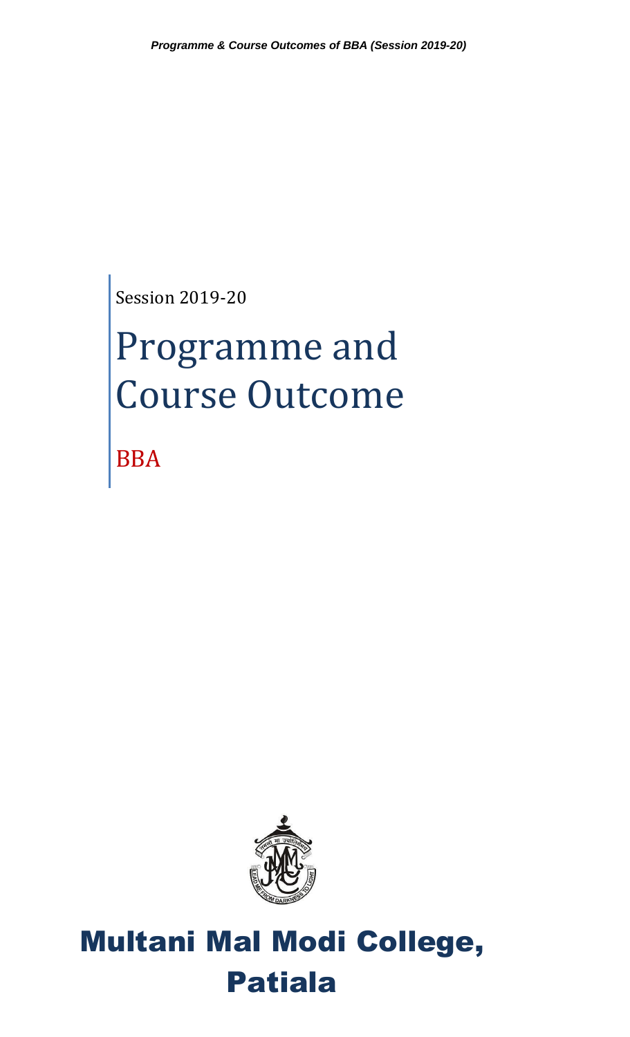Session 2019-20

# Programme and Course Outcome

BBA

# Multani Mal Modi College, Patiala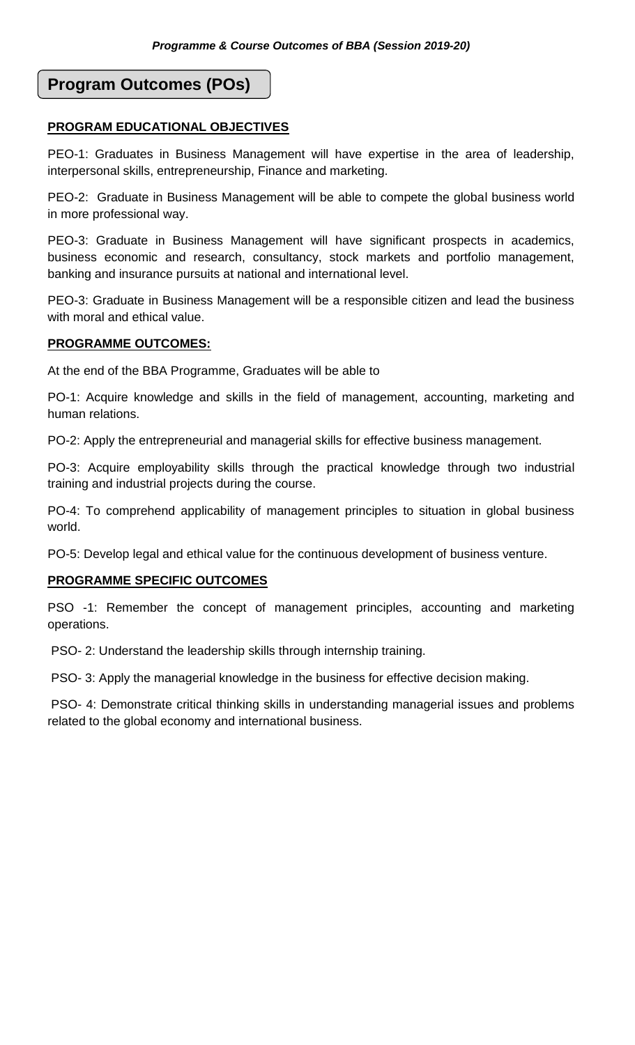*Programme & Course Outcomes of BBA (Session 2019-20)*

# Program Outcomes (POs)

## PROGRAM EDUCATIONAL OBJECTIVES

PEO-1: Graduates in Business Management will have expertise in the area of leadership, interpersonal skills, entrepreneurship, Finance and marketing.

PEO-2: Graduate in Business Management will be able to compete the global business world in more professional way.

PEO-3: Graduate in Business Management will have significant prospects in academics, business economic and research, consultancy, stock markets and portfolio management, banking and insurance pursuits at national and international level.

PEO-3: Graduate in Business Management will be a responsible citizen and lead the business with moral and ethical value.

## PROGRAMME OUTCOMES:

At the end of the BBA Programme, Graduates will be able to

PO-1: Acquire knowledge and skills in the field of management, accounting, marketing and human relations.

PO-2: Apply the entrepreneurial and managerial skills for effective business management.

PO-3: Acquire employability skills through the practical knowledge through two industrial training and industrial projects during the course.

PO-4: To comprehend applicability of management principles to situation in global business world.

PO-5: Develop legal and ethical value for the continuous development of business venture.

## PROGRAMME SPECIFIC OUTCOMES

PSO -1: Remember the concept of management principles, accounting and marketing operations.

PSO- 2: Understand the leadership skills through internship training.

PSO- 3: Apply the managerial knowledge in the business for effective decision making.

PSO- 4: Demonstrate critical thinking skills in understanding managerial issues and problems related to the global economy and international business.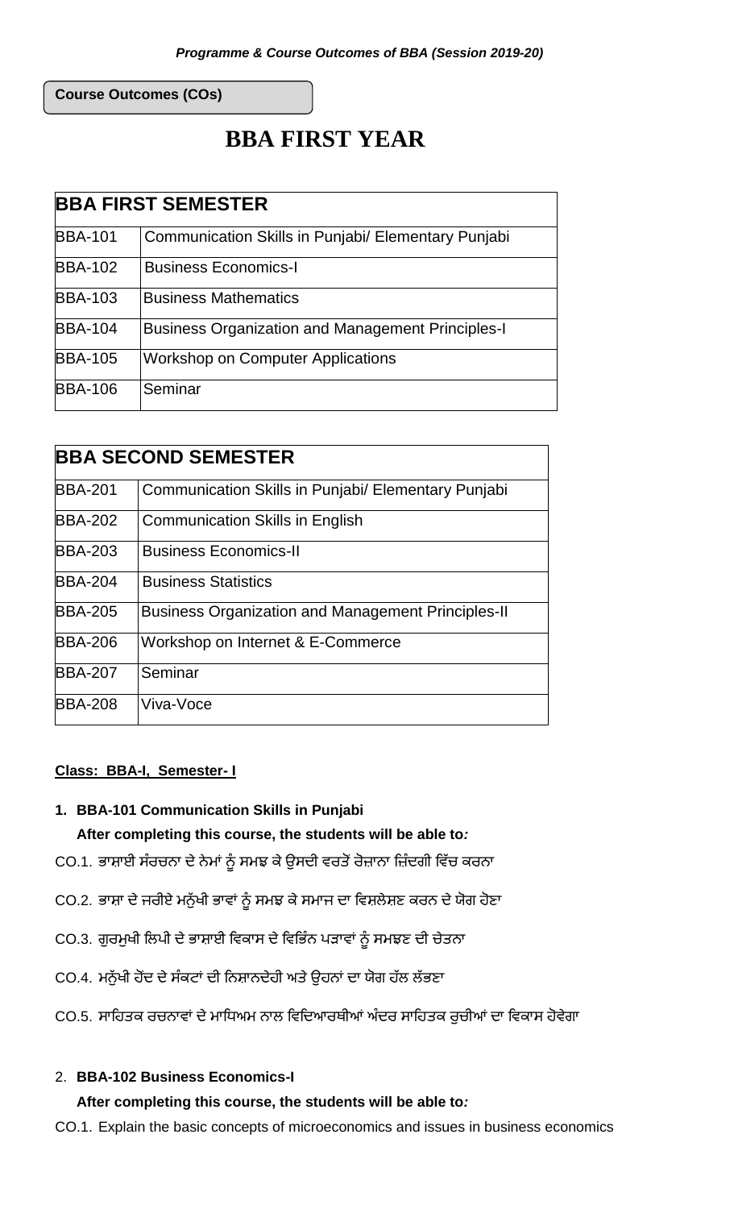*Programme & Course Outcomes of BBA (Session 2019-20)*

**Course Outcomes (COs)**

# BBA FIRST YEAR

| **BBA FIRST SEMESTER** | |
|---|---|
| BBA-101 | Communication Skills in Punjabi/ Elementary Punjabi |
| BBA-102 | Business Economics-I |
| BBA-103 | Business Mathematics |
| BBA-104 | Business Organization and Management Principles-I |
| BBA-105 | Workshop on Computer Applications |
| BBA-106 | Seminar |

| **BBA SECOND SEMESTER** | |
|---|---|
| BBA-201 | Communication Skills in Punjabi/ Elementary Punjabi |
| BBA-202 | Communication Skills in English |
| BBA-203 | Business Economics-II |
| BBA-204 | Business Statistics |
| BBA-205 | Business Organization and Management Principles-II |
| BBA-206 | Workshop on Internet & E-Commerce |
| BBA-207 | Seminar |
| BBA-208 | Viva-Voce |

**Class: BBA-I, Semester- I**

1. **BBA-101 Communication Skills in Punjabi**

   **After completing this course, the students will be able to*:***

CO.1. ਭਾਸ਼ਾਈ ਸੰਰਚਨਾ ਦੇ ਨੇਮਾਂ ਨੂੰ ਸਮਝ ਕੇ ਉਸਦੀ ਵਰਤੋਂ ਰੋਜ਼ਾਨਾ ਜ਼ਿੰਦਗੀ ਵਿੱਚ ਕਰਨਾ

CO.2. ਭਾਸ਼ਾ ਦੇ ਜਰੀਏ ਮਨੁੱਖੀ ਭਾਵਾਂ ਨੂੰ ਸਮਝ ਕੇ ਸਮਾਜ ਦਾ ਵਿਸ਼ਲੇਸ਼ਣ ਕਰਨ ਦੇ ਯੋਗ ਹੋਣਾ

CO.3. ਗੁਰਮੁਖੀ ਲਿਪੀ ਦੇ ਭਾਸ਼ਾਈ ਵਿਕਾਸ ਦੇ ਵਿਭਿੰਨ ਪੜਾਵਾਂ ਨੂੰ ਸਮਝਣ ਦੀ ਚੇਤਨਾ

CO.4. ਮਨੁੱਖੀ ਹੋਂਦ ਦੇ ਸੰਕਟਾਂ ਦੀ ਨਿਸ਼ਾਨਦੇਹੀ ਅਤੇ ਉਹਨਾਂ ਦਾ ਯੋਗ ਹੱਲ ਲੱਭਣਾ

CO.5. ਸਾਹਿਤਕ ਰਚਨਾਵਾਂ ਦੇ ਮਾਧਿਅਮ ਨਾਲ ਵਿਦਿਆਰਥੀਆਂ ਅੰਦਰ ਸਾਹਿਤਕ ਰੁਚੀਆਂ ਦਾ ਵਿਕਾਸ ਹੋਵੇਗਾ

2. **BBA-102 Business Economics-I**

   **After completing this course, the students will be able to*:***

CO.1. Explain the basic concepts of microeconomics and issues in business economics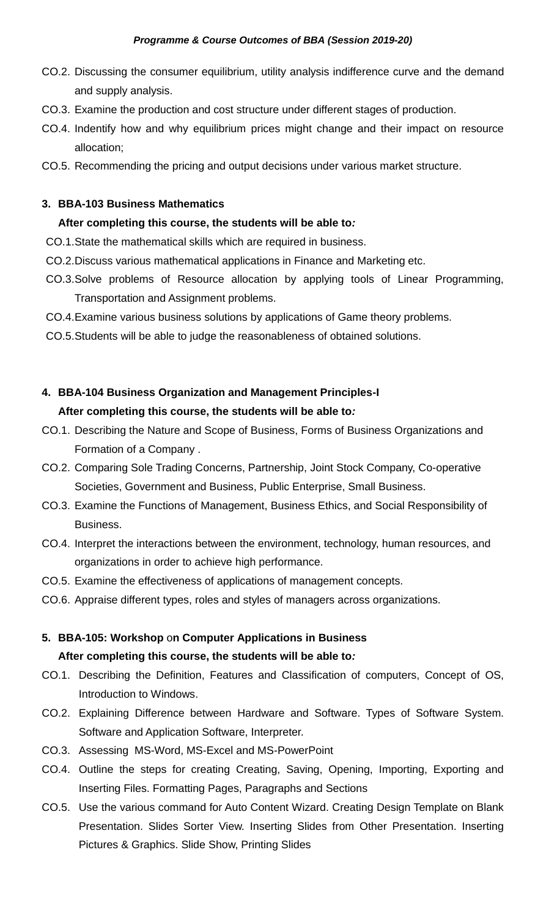CO.2. Discussing the consumer equilibrium, utility analysis indifference curve and the demand and supply analysis.

CO.3. Examine the production and cost structure under different stages of production.

CO.4. Indentify how and why equilibrium prices might change and their impact on resource allocation;

CO.5. Recommending the pricing and output decisions under various market structure.

**3. BBA-103 Business Mathematics**

**After completing this course, the students will be able to*:***

CO.1. State the mathematical skills which are required in business.

CO.2. Discuss various mathematical applications in Finance and Marketing etc.

CO.3. Solve problems of Resource allocation by applying tools of Linear Programming, Transportation and Assignment problems.

CO.4. Examine various business solutions by applications of Game theory problems.

CO.5. Students will be able to judge the reasonableness of obtained solutions.

**4. BBA-104 Business Organization and Management Principles-I**

**After completing this course, the students will be able to*:***

CO.1. Describing the Nature and Scope of Business, Forms of Business Organizations and Formation of a Company .

CO.2. Comparing Sole Trading Concerns, Partnership, Joint Stock Company, Co-operative Societies, Government and Business, Public Enterprise, Small Business.

CO.3. Examine the Functions of Management, Business Ethics, and Social Responsibility of Business.

CO.4. Interpret the interactions between the environment, technology, human resources, and organizations in order to achieve high performance.

CO.5. Examine the effectiveness of applications of management concepts.

CO.6. Appraise different types, roles and styles of managers across organizations.

**5. BBA-105: Workshop** on **Computer Applications in Business**

**After completing this course, the students will be able to*:***

CO.1. Describing the Definition, Features and Classification of computers, Concept of OS, Introduction to Windows.

CO.2. Explaining Difference between Hardware and Software. Types of Software System. Software and Application Software, Interpreter.

CO.3. Assessing MS-Word, MS-Excel and MS-PowerPoint

CO.4. Outline the steps for creating Creating, Saving, Opening, Importing, Exporting and Inserting Files. Formatting Pages, Paragraphs and Sections

CO.5. Use the various command for Auto Content Wizard. Creating Design Template on Blank Presentation. Slides Sorter View. Inserting Slides from Other Presentation. Inserting Pictures & Graphics. Slide Show, Printing Slides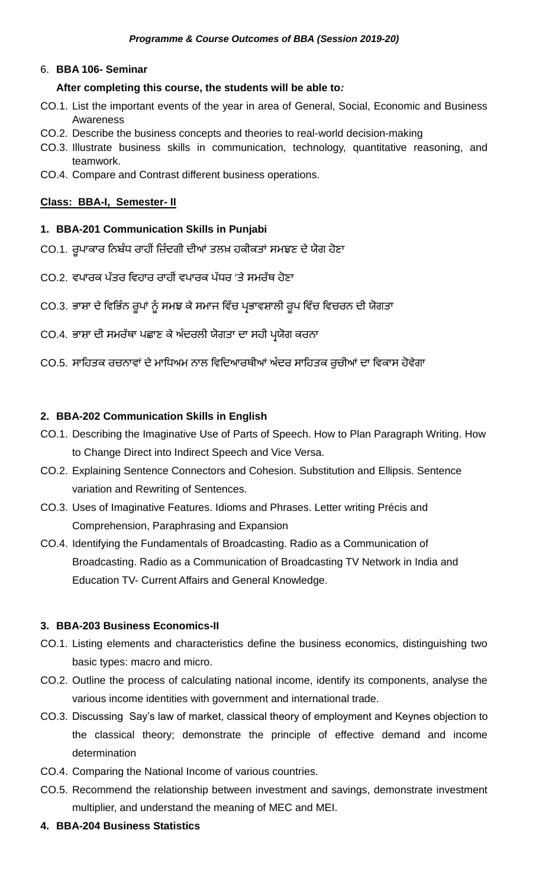6. **BBA 106- Seminar**

**After completing this course, the students will be able to:**

CO.1. List the important events of the year in area of General, Social, Economic and Business Awareness

CO.2. Describe the business concepts and theories to real-world decision-making

CO.3. Illustrate business skills in communication, technology, quantitative reasoning, and teamwork.

CO.4. Compare and Contrast different business operations.

**Class: BBA-I, Semester- II**

1. **BBA-201 Communication Skills in Punjabi**

CO.1. ਰੂਪਾਕਾਰ ਨਿਬੰਧ ਰਾਹੀਂ ਜ਼ਿੰਦਗੀ ਦੀਆਂ ਤਲਖ਼ ਹਕੀਕਤਾਂ ਸਮਝਣ ਦੇ ਯੋਗ ਹੋਣਾ

CO.2. ਵਪਾਰਕ ਪੱਤਰ ਵਿਹਾਰ ਰਾਹੀਂ ਵਪਾਰਕ ਪੱਧਰ 'ਤੇ ਸਮਰੱਥ ਹੋਣਾ

CO.3. ਭਾਸ਼ਾ ਦੇ ਵਿਭਿੰਨ ਰੂਪਾਂ ਨੂੰ ਸਮਝ ਕੇ ਸਮਾਜ ਵਿੱਚ ਪ੍ਰਭਾਵਸ਼ਾਲੀ ਰੂਪ ਵਿੱਚ ਵਿਚਰਨ ਦੀ ਯੋਗਤਾ

CO.4. ਭਾਸ਼ਾ ਦੀ ਸਮਰੱਥਾ ਪਛਾਣ ਕੇ ਅੰਦਰਲੀ ਯੋਗਤਾ ਦਾ ਸਹੀ ਪ੍ਰਯੋਗ ਕਰਨਾ

CO.5. ਸਾਹਿਤਕ ਰਚਨਾਵਾਂ ਦੇ ਮਾਧਿਅਮ ਨਾਲ ਵਿਦਿਆਰਥੀਆਂ ਅੰਦਰ ਸਾਹਿਤਕ ਰੁਚੀਆਂ ਦਾ ਵਿਕਾਸ ਹੋਵੇਗਾ

2. **BBA-202 Communication Skills in English**

CO.1. Describing the Imaginative Use of Parts of Speech. How to Plan Paragraph Writing. How to Change Direct into Indirect Speech and Vice Versa.

CO.2. Explaining Sentence Connectors and Cohesion. Substitution and Ellipsis. Sentence variation and Rewriting of Sentences.

CO.3. Uses of Imaginative Features. Idioms and Phrases. Letter writing Précis and Comprehension, Paraphrasing and Expansion

CO.4. Identifying the Fundamentals of Broadcasting. Radio as a Communication of Broadcasting. Radio as a Communication of Broadcasting TV Network in India and Education TV- Current Affairs and General Knowledge.

3. **BBA-203 Business Economics-II**

CO.1. Listing elements and characteristics define the business economics, distinguishing two basic types: macro and micro.

CO.2. Outline the process of calculating national income, identify its components, analyse the various income identities with government and international trade.

CO.3. Discussing Say's law of market, classical theory of employment and Keynes objection to the classical theory; demonstrate the principle of effective demand and income determination

CO.4. Comparing the National Income of various countries.

CO.5. Recommend the relationship between investment and savings, demonstrate investment multiplier, and understand the meaning of MEC and MEI.

4. **BBA-204 Business Statistics**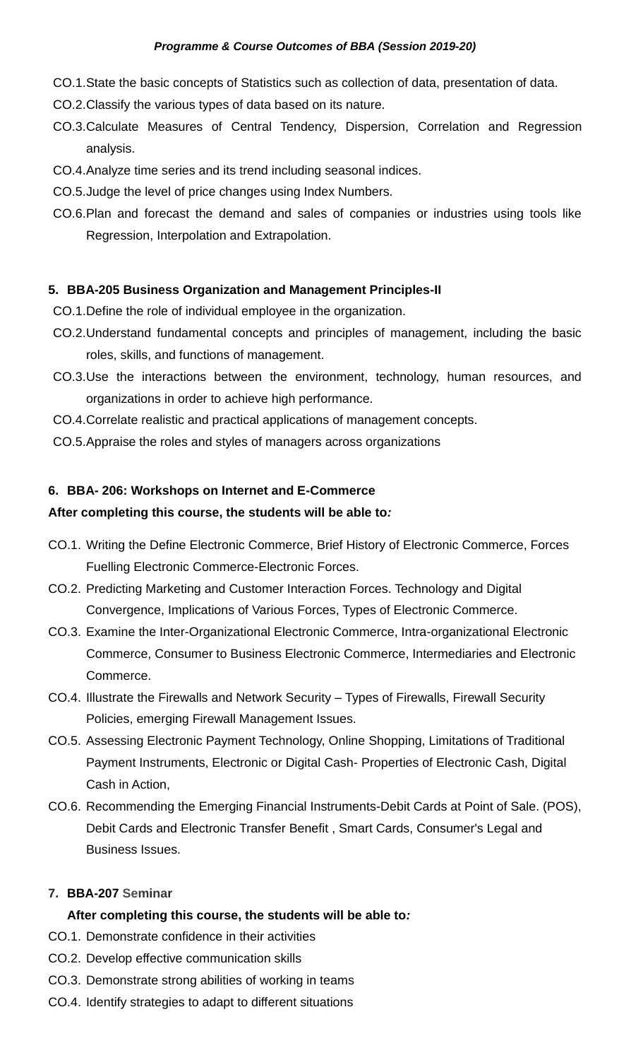CO.1. State the basic concepts of Statistics such as collection of data, presentation of data.

CO.2. Classify the various types of data based on its nature.

CO.3. Calculate Measures of Central Tendency, Dispersion, Correlation and Regression analysis.

CO.4. Analyze time series and its trend including seasonal indices.

CO.5. Judge the level of price changes using Index Numbers.

CO.6. Plan and forecast the demand and sales of companies or industries using tools like Regression, Interpolation and Extrapolation.

**5. BBA-205 Business Organization and Management Principles-II**

CO.1. Define the role of individual employee in the organization.

CO.2. Understand fundamental concepts and principles of management, including the basic roles, skills, and functions of management.

CO.3. Use the interactions between the environment, technology, human resources, and organizations in order to achieve high performance.

CO.4. Correlate realistic and practical applications of management concepts.

CO.5. Appraise the roles and styles of managers across organizations

**6. BBA- 206: Workshops on Internet and E-Commerce**

**After completing this course, the students will be able to*:***

CO.1. Writing the Define Electronic Commerce, Brief History of Electronic Commerce, Forces Fuelling Electronic Commerce-Electronic Forces.

CO.2. Predicting Marketing and Customer Interaction Forces. Technology and Digital Convergence, Implications of Various Forces, Types of Electronic Commerce.

CO.3. Examine the Inter-Organizational Electronic Commerce, Intra-organizational Electronic Commerce, Consumer to Business Electronic Commerce, Intermediaries and Electronic Commerce.

CO.4. Illustrate the Firewalls and Network Security – Types of Firewalls, Firewall Security Policies, emerging Firewall Management Issues.

CO.5. Assessing Electronic Payment Technology, Online Shopping, Limitations of Traditional Payment Instruments, Electronic or Digital Cash- Properties of Electronic Cash, Digital Cash in Action,

CO.6. Recommending the Emerging Financial Instruments-Debit Cards at Point of Sale. (POS), Debit Cards and Electronic Transfer Benefit , Smart Cards, Consumer's Legal and Business Issues.

**7. BBA-207 Seminar**

**After completing this course, the students will be able to*:***

CO.1. Demonstrate confidence in their activities

CO.2. Develop effective communication skills

CO.3. Demonstrate strong abilities of working in teams

CO.4. Identify strategies to adapt to different situations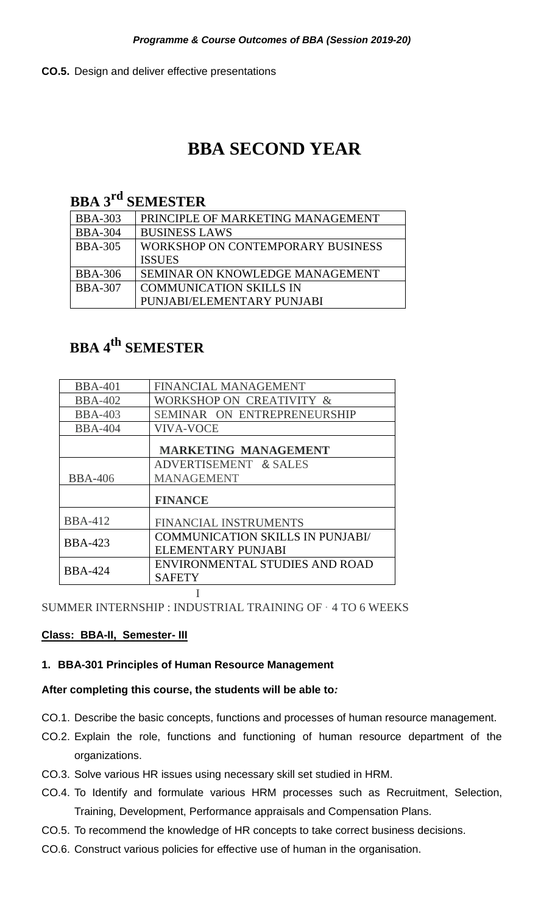**CO.5.** Design and deliver effective presentations

# BBA SECOND YEAR

## BBA 3rd SEMESTER

| | |
|---|---|
| BBA-303 | PRINCIPLE OF MARKETING MANAGEMENT |
| BBA-304 | BUSINESS LAWS |
| BBA-305 | WORKSHOP ON CONTEMPORARY BUSINESS ISSUES |
| BBA-306 | SEMINAR ON KNOWLEDGE MANAGEMENT |
| BBA-307 | COMMUNICATION SKILLS IN PUNJABI/ELEMENTARY PUNJABI |

## BBA 4th SEMESTER

| | |
|---|---|
| BBA-401 | FINANCIAL MANAGEMENT |
| BBA-402 | WORKSHOP ON CREATIVITY & |
| BBA-403 | SEMINAR ON ENTREPRENEURSHIP |
| BBA-404 | VIVA-VOCE |
| | **MARKETING MANAGEMENT** |
| BBA-406 | ADVERTISEMENT & SALES MANAGEMENT |
| | **FINANCE** |
| BBA-412 | FINANCIAL INSTRUMENTS |
| BBA-423 | COMMUNICATION SKILLS IN PUNJABI/ ELEMENTARY PUNJABI |
| BBA-424 | ENVIRONMENTAL STUDIES AND ROAD SAFETY |

SUMMER INTERNSHIP : INDUSTRIAL TRAINING OF · 4 TO 6 WEEKS

**Class: BBA-II, Semester- III**

**1. BBA-301 Principles of Human Resource Management**

**After completing this course, the students will be able to:**

CO.1. Describe the basic concepts, functions and processes of human resource management.

CO.2. Explain the role, functions and functioning of human resource department of the organizations.

CO.3. Solve various HR issues using necessary skill set studied in HRM.

CO.4. To Identify and formulate various HRM processes such as Recruitment, Selection, Training, Development, Performance appraisals and Compensation Plans.

CO.5. To recommend the knowledge of HR concepts to take correct business decisions.

CO.6. Construct various policies for effective use of human in the organisation.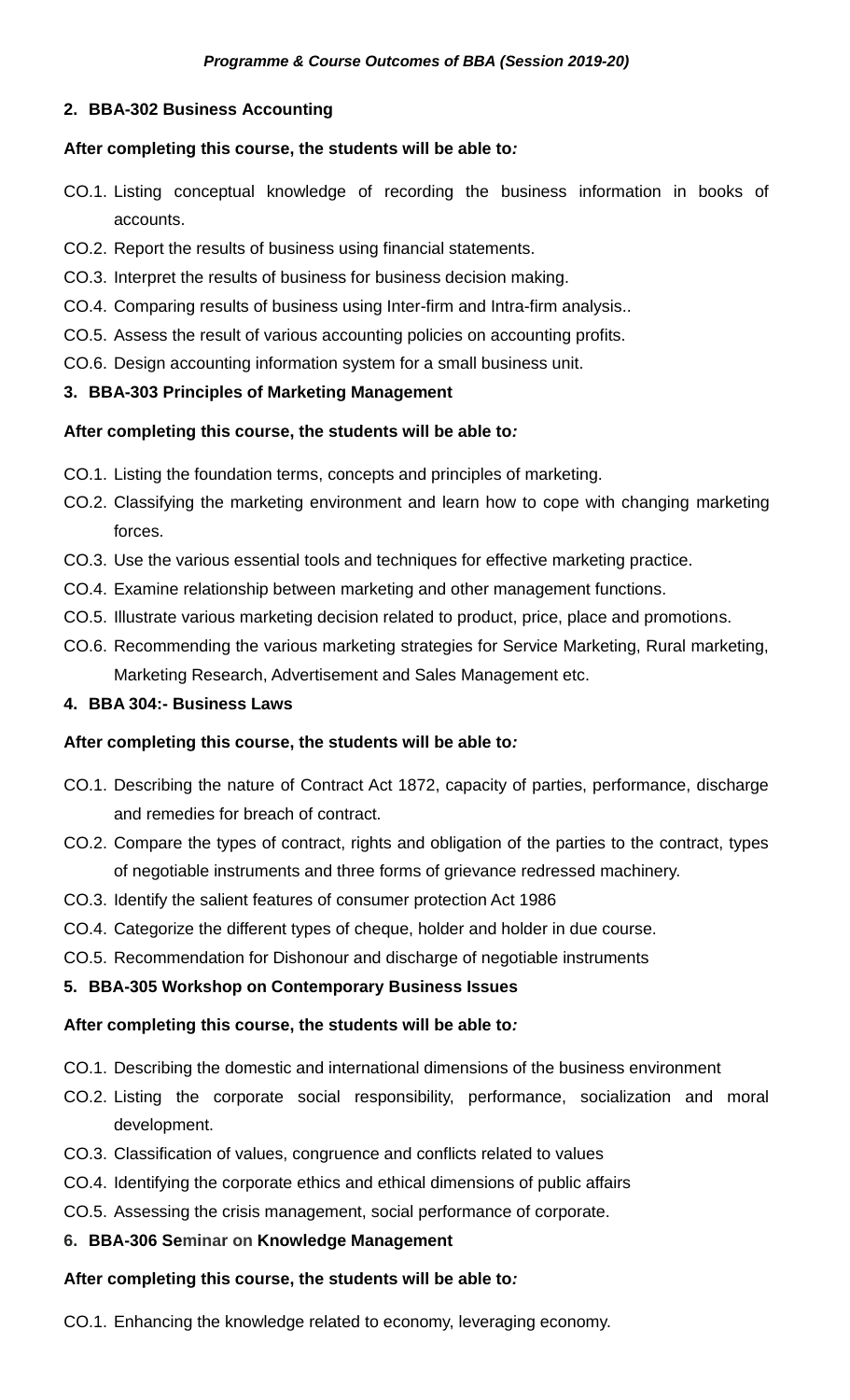**2. BBA-302 Business Accounting**

**After completing this course, the students will be able to*:***

CO.1. Listing conceptual knowledge of recording the business information in books of accounts.

CO.2. Report the results of business using financial statements.

CO.3. Interpret the results of business for business decision making.

CO.4. Comparing results of business using Inter-firm and Intra-firm analysis..

CO.5. Assess the result of various accounting policies on accounting profits.

CO.6. Design accounting information system for a small business unit.

**3. BBA-303 Principles of Marketing Management**

**After completing this course, the students will be able to*:***

CO.1. Listing the foundation terms, concepts and principles of marketing.

CO.2. Classifying the marketing environment and learn how to cope with changing marketing forces.

CO.3. Use the various essential tools and techniques for effective marketing practice.

CO.4. Examine relationship between marketing and other management functions.

CO.5. Illustrate various marketing decision related to product, price, place and promotions.

CO.6. Recommending the various marketing strategies for Service Marketing, Rural marketing, Marketing Research, Advertisement and Sales Management etc.

**4. BBA 304:- Business Laws**

**After completing this course, the students will be able to*:***

CO.1. Describing the nature of Contract Act 1872, capacity of parties, performance, discharge and remedies for breach of contract.

CO.2. Compare the types of contract, rights and obligation of the parties to the contract, types of negotiable instruments and three forms of grievance redressed machinery.

CO.3. Identify the salient features of consumer protection Act 1986

CO.4. Categorize the different types of cheque, holder and holder in due course.

CO.5. Recommendation for Dishonour and discharge of negotiable instruments

**5. BBA-305 Workshop on Contemporary Business Issues**

**After completing this course, the students will be able to*:***

CO.1. Describing the domestic and international dimensions of the business environment

CO.2. Listing the corporate social responsibility, performance, socialization and moral development.

CO.3. Classification of values, congruence and conflicts related to values

CO.4. Identifying the corporate ethics and ethical dimensions of public affairs

CO.5. Assessing the crisis management, social performance of corporate.

**6. BBA-306 Seminar on Knowledge Management**

**After completing this course, the students will be able to*:***

CO.1. Enhancing the knowledge related to economy, leveraging economy.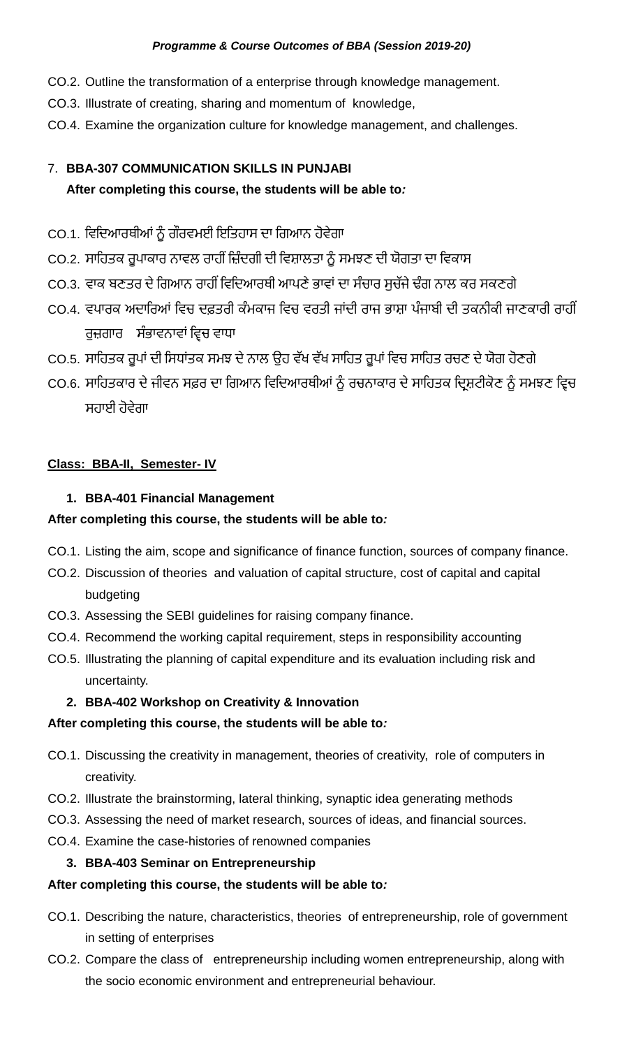CO.2. Outline the transformation of a enterprise through knowledge management.

CO.3. Illustrate of creating, sharing and momentum of knowledge,

CO.4. Examine the organization culture for knowledge management, and challenges.

7. **BBA-307 COMMUNICATION SKILLS IN PUNJABI**

**After completing this course, the students will be able to:**

CO.1. ਵਿਦਿਆਰਥੀਆਂ ਨੂੰ ਗੌਰਵਮਈ ਇਤਿਹਾਸ ਦਾ ਗਿਆਨ ਹੋਵੇਗਾ

CO.2. ਸਾਹਿਤਕ ਰੂਪਾਕਾਰ ਨਾਵਲ ਰਾਹੀਂ ਜ਼ਿੰਦਗੀ ਦੀ ਵਿਸ਼ਾਲਤਾ ਨੂੰ ਸਮਝਣ ਦੀ ਯੋਗਤਾ ਦਾ ਵਿਕਾਸ

CO.3. ਵਾਕ ਬਣਤਰ ਦੇ ਗਿਆਨ ਰਾਹੀਂ ਵਿਦਿਆਰਥੀ ਆਪਣੇ ਭਾਵਾਂ ਦਾ ਸੰਚਾਰ ਸੁਚੱਜੇ ਢੰਗ ਨਾਲ ਕਰ ਸਕਣਗੇ

CO.4. ਵਪਾਰਕ ਅਦਾਰਿਆਂ ਵਿਚ ਦਫ਼ਤਰੀ ਕੰਮਕਾਜ ਵਿਚ ਵਰਤੀ ਜਾਂਦੀ ਰਾਜ ਭਾਸ਼ਾ ਪੰਜਾਬੀ ਦੀ ਤਕਨੀਕੀ ਜਾਣਕਾਰੀ ਰਾਹੀਂ ਰੁਜ਼ਗਾਰ ਸੰਭਾਵਨਾਵਾਂ ਵ੍ਵਿਚ ਵਾਧਾ

CO.5. ਸਾਹਿਤਕ ਰੂਪਾਂ ਦੀ ਸਿਧਾਂਤਕ ਸਮਝ ਦੇ ਨਾਲ ਉਹ ਵੱਖ ਵੱਖ ਸਾਹਿਤ ਰੂਪਾਂ ਵਿਚ ਸਾਹਿਤ ਰਚਣ ਦੇ ਯੋਗ ਹੋਣਗੇ

CO.6. ਸਾਹਿਤਕਾਰ ਦੇ ਜੀਵਨ ਸਫ਼ਰ ਦਾ ਗਿਆਨ ਵਿਦਿਆਰਥੀਆਂ ਨੂੰ ਰਚਨਾਕਾਰ ਦੇ ਸਾਹਿਤਕ ਦ੍ਰਿਸ਼ਟੀਕੋਣ ਨੂੰ ਸਮਝਣ ਵ੍ਵਿਚ ਸਹਾਈ ਹੋਵੇਗਾ

**Class: BBA-II, Semester- IV**

1. **BBA-401 Financial Management**

**After completing this course, the students will be able to:**

CO.1. Listing the aim, scope and significance of finance function, sources of company finance.

CO.2. Discussion of theories and valuation of capital structure, cost of capital and capital budgeting

CO.3. Assessing the SEBI guidelines for raising company finance.

CO.4. Recommend the working capital requirement, steps in responsibility accounting

CO.5. Illustrating the planning of capital expenditure and its evaluation including risk and uncertainty.

2. **BBA-402 Workshop on Creativity & Innovation**

**After completing this course, the students will be able to:**

CO.1. Discussing the creativity in management, theories of creativity, role of computers in creativity.

CO.2. Illustrate the brainstorming, lateral thinking, synaptic idea generating methods

CO.3. Assessing the need of market research, sources of ideas, and financial sources.

CO.4. Examine the case-histories of renowned companies

3. **BBA-403 Seminar on Entrepreneurship**

**After completing this course, the students will be able to:**

CO.1. Describing the nature, characteristics, theories of entrepreneurship, role of government in setting of enterprises

CO.2. Compare the class of entrepreneurship including women entrepreneurship, along with the socio economic environment and entrepreneurial behaviour.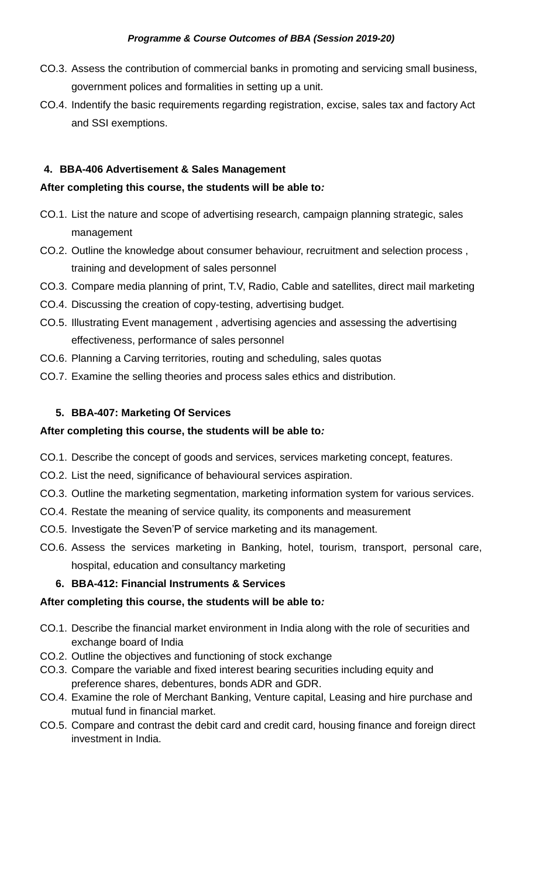CO.3. Assess the contribution of commercial banks in promoting and servicing small business, government polices and formalities in setting up a unit.

CO.4. Indentify the basic requirements regarding registration, excise, sales tax and factory Act and SSI exemptions.

### 4. BBA-406 Advertisement & Sales Management

**After completing this course, the students will be able to*:***

CO.1. List the nature and scope of advertising research, campaign planning strategic, sales management

CO.2. Outline the knowledge about consumer behaviour, recruitment and selection process , training and development of sales personnel

CO.3. Compare media planning of print, T.V, Radio, Cable and satellites, direct mail marketing

CO.4. Discussing the creation of copy-testing, advertising budget.

CO.5. Illustrating Event management , advertising agencies and assessing the advertising effectiveness, performance of sales personnel

CO.6. Planning a Carving territories, routing and scheduling, sales quotas

CO.7. Examine the selling theories and process sales ethics and distribution.

### 5. BBA-407: Marketing Of Services

**After completing this course, the students will be able to*:***

CO.1. Describe the concept of goods and services, services marketing concept, features.

CO.2. List the need, significance of behavioural services aspiration.

CO.3. Outline the marketing segmentation, marketing information system for various services.

CO.4. Restate the meaning of service quality, its components and measurement

CO.5. Investigate the Seven'P of service marketing and its management.

CO.6. Assess the services marketing in Banking, hotel, tourism, transport, personal care, hospital, education and consultancy marketing

### 6. BBA-412: Financial Instruments & Services

**After completing this course, the students will be able to*:***

CO.1. Describe the financial market environment in India along with the role of securities and exchange board of India

CO.2. Outline the objectives and functioning of stock exchange

CO.3. Compare the variable and fixed interest bearing securities including equity and preference shares, debentures, bonds ADR and GDR.

CO.4. Examine the role of Merchant Banking, Venture capital, Leasing and hire purchase and mutual fund in financial market.

CO.5. Compare and contrast the debit card and credit card, housing finance and foreign direct investment in India.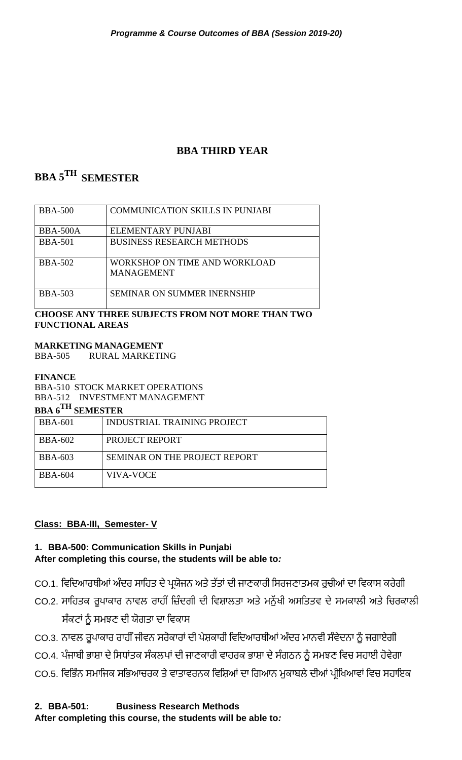## BBA THIRD YEAR

# BBA 5TH SEMESTER

| BBA-500 | COMMUNICATION SKILLS IN PUNJABI |
|---|---|
| BBA-500A | ELEMENTARY PUNJABI |
| BBA-501 | BUSINESS RESEARCH METHODS |
| BBA-502 | WORKSHOP ON TIME AND WORKLOAD MANAGEMENT |
| BBA-503 | SEMINAR ON SUMMER INERNSHIP |

**CHOOSE ANY THREE SUBJECTS FROM NOT MORE THAN TWO FUNCTIONAL AREAS**

**MARKETING MANAGEMENT**
BBA-505 RURAL MARKETING

**FINANCE**
BBA-510 STOCK MARKET OPERATIONS
BBA-512 INVESTMENT MANAGEMENT

# BBA 6TH SEMESTER

| BBA-601 | INDUSTRIAL TRAINING PROJECT |
|---|---|
| BBA-602 | PROJECT REPORT |
| BBA-603 | SEMINAR ON THE PROJECT REPORT |
| BBA-604 | VIVA-VOCE |

**Class: BBA-III, Semester- V**

**1. BBA-500: Communication Skills in Punjabi**
**After completing this course, the students will be able to:**

CO.1. ਵਿਦਿਆਰਥੀਆਂ ਅੰਦਰ ਸਾਹਿਤ ਦੇ ਪ੍ਰਯੋਜਨ ਅਤੇ ਤੱਤਾਂ ਦੀ ਜਾਣਕਾਰੀ ਸਿਰਜਣਾਤਮਕ ਰੁਚੀਆਂ ਦਾ ਵਿਕਾਸ ਕਰੇਗੀ

CO.2. ਸਾਹਿਤਕ ਰੂਪਾਕਾਰ ਨਾਵਲ ਰਾਹੀਂ ਜ਼ਿੰਦਗੀ ਦੀ ਵਿਸ਼ਾਲਤਾ ਅਤੇ ਮਨੁੱਖੀ ਅਸਤਿਤਵ ਦੇ ਸਮਕਾਲੀ ਅਤੇ ਚਿਰਕਾਲੀ ਸੰਕਟਾਂ ਨੂੰ ਸਮਝਣ ਦੀ ਯੋਗਤਾ ਦਾ ਵਿਕਾਸ

CO.3. ਨਾਵਲ ਰੂਪਾਕਾਰ ਰਾਹੀਂ ਜੀਵਨ ਸਰੋਕਾਰਾਂ ਦੀ ਪੇਸ਼ਕਾਰੀ ਵਿਦਿਆਰਥੀਆਂ ਅੰਦਰ ਮਾਨਵੀ ਸੰਵੇਦਨਾ ਨੂੰ ਜਗਾਏਗੀ

CO.4. ਪੰਜਾਬੀ ਭਾਸ਼ਾ ਦੇ ਸਿਧਾਂਤਕ ਸੰਕਲਪਾਂ ਦੀ ਜਾਣਕਾਰੀ ਵਾਹਰਕ ਭਾਸ਼ਾ ਦੇ ਸੰਗਠਨ ਨੂੰ ਸਮਝਣ ਵਿਚ ਸਹਾਈ ਹੋਵੇਗਾ

CO.5. ਵਿਭਿੰਨ ਸਮਾਜਿਕ ਸਭਿਆਚਰਕ ਤੇ ਵਾਤਾਵਰਨਕ ਵਿਸ਼ਿਆਂ ਦਾ ਗਿਆਨ ਮੁਕਾਬਲੇ ਦੀਆਂ ਪ੍ਰੀਖਿਆਵਾਂ ਵਿਚ ਸਹਾਇਕ

**2. BBA-501: Business Research Methods**
**After completing this course, the students will be able to:**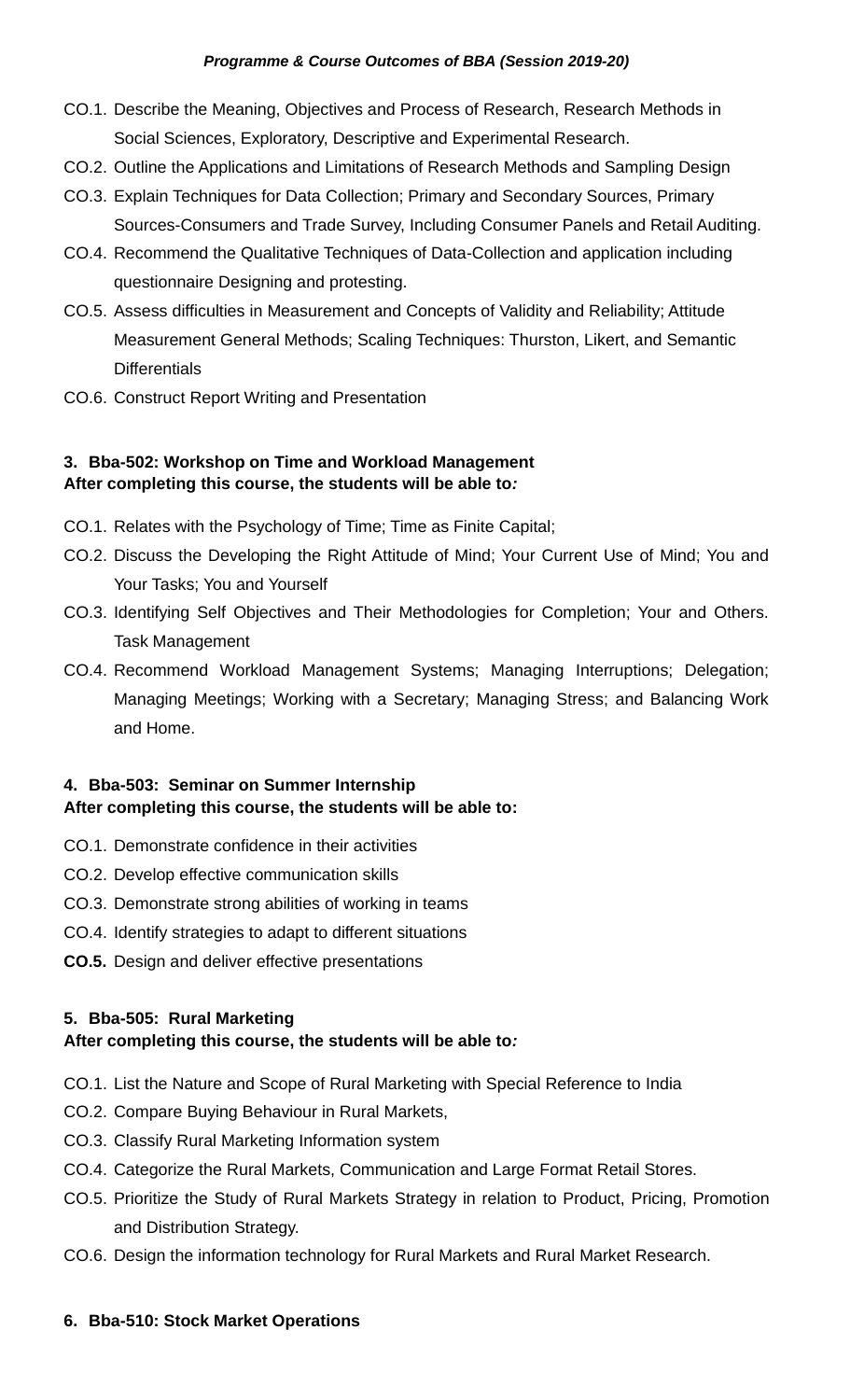- CO.1. Describe the Meaning, Objectives and Process of Research, Research Methods in Social Sciences, Exploratory, Descriptive and Experimental Research.
- CO.2. Outline the Applications and Limitations of Research Methods and Sampling Design
- CO.3. Explain Techniques for Data Collection; Primary and Secondary Sources, Primary Sources-Consumers and Trade Survey, Including Consumer Panels and Retail Auditing.
- CO.4. Recommend the Qualitative Techniques of Data-Collection and application including questionnaire Designing and protesting.
- CO.5. Assess difficulties in Measurement and Concepts of Validity and Reliability; Attitude Measurement General Methods; Scaling Techniques: Thurston, Likert, and Semantic Differentials
- CO.6. Construct Report Writing and Presentation

**3. Bba-502: Workshop on Time and Workload Management**
**After completing this course, the students will be able to*:***

- CO.1. Relates with the Psychology of Time; Time as Finite Capital;
- CO.2. Discuss the Developing the Right Attitude of Mind; Your Current Use of Mind; You and Your Tasks; You and Yourself
- CO.3. Identifying Self Objectives and Their Methodologies for Completion; Your and Others. Task Management
- CO.4. Recommend Workload Management Systems; Managing Interruptions; Delegation; Managing Meetings; Working with a Secretary; Managing Stress; and Balancing Work and Home.

**4. Bba-503: Seminar on Summer Internship**
**After completing this course, the students will be able to:**

- CO.1. Demonstrate confidence in their activities
- CO.2. Develop effective communication skills
- CO.3. Demonstrate strong abilities of working in teams
- CO.4. Identify strategies to adapt to different situations
- **CO.5.** Design and deliver effective presentations

**5. Bba-505: Rural Marketing**
**After completing this course, the students will be able to*:***

- CO.1. List the Nature and Scope of Rural Marketing with Special Reference to India
- CO.2. Compare Buying Behaviour in Rural Markets,
- CO.3. Classify Rural Marketing Information system
- CO.4. Categorize the Rural Markets, Communication and Large Format Retail Stores.
- CO.5. Prioritize the Study of Rural Markets Strategy in relation to Product, Pricing, Promotion and Distribution Strategy.
- CO.6. Design the information technology for Rural Markets and Rural Market Research.

**6. Bba-510: Stock Market Operations**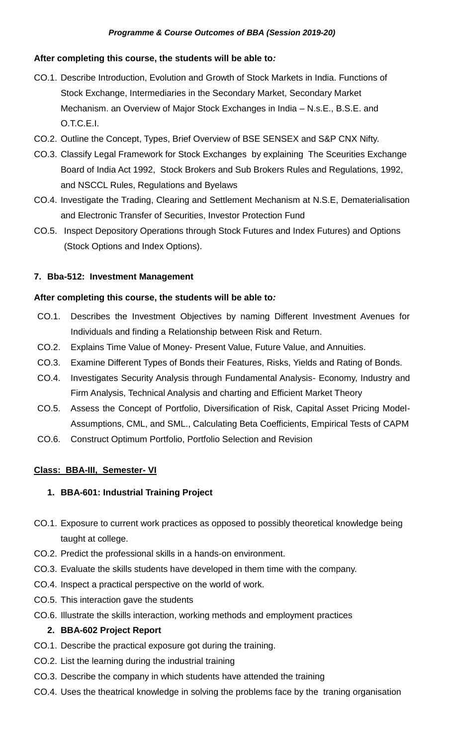**After completing this course, the students will be able to*:***

- CO.1. Describe Introduction, Evolution and Growth of Stock Markets in India. Functions of Stock Exchange, Intermediaries in the Secondary Market, Secondary Market Mechanism. an Overview of Major Stock Exchanges in India – N.s.E., B.S.E. and O.T.C.E.I.
- CO.2. Outline the Concept, Types, Brief Overview of BSE SENSEX and S&P CNX Nifty.
- CO.3. Classify Legal Framework for Stock Exchanges by explaining The Sceurities Exchange Board of India Act 1992, Stock Brokers and Sub Brokers Rules and Regulations, 1992, and NSCCL Rules, Regulations and Byelaws
- CO.4. Investigate the Trading, Clearing and Settlement Mechanism at N.S.E, Dematerialisation and Electronic Transfer of Securities, Investor Protection Fund
- CO.5. Inspect Depository Operations through Stock Futures and Index Futures) and Options (Stock Options and Index Options).

**7. Bba-512: Investment Management**

**After completing this course, the students will be able to*:***

- CO.1. Describes the Investment Objectives by naming Different Investment Avenues for Individuals and finding a Relationship between Risk and Return.
- CO.2. Explains Time Value of Money- Present Value, Future Value, and Annuities.
- CO.3. Examine Different Types of Bonds their Features, Risks, Yields and Rating of Bonds.
- CO.4. Investigates Security Analysis through Fundamental Analysis- Economy, Industry and Firm Analysis, Technical Analysis and charting and Efficient Market Theory
- CO.5. Assess the Concept of Portfolio, Diversification of Risk, Capital Asset Pricing Model- Assumptions, CML, and SML., Calculating Beta Coefficients, Empirical Tests of CAPM
- CO.6. Construct Optimum Portfolio, Portfolio Selection and Revision

**Class: BBA-III, Semester- VI**

**1. BBA-601: Industrial Training Project**

- CO.1. Exposure to current work practices as opposed to possibly theoretical knowledge being taught at college.
- CO.2. Predict the professional skills in a hands-on environment.
- CO.3. Evaluate the skills students have developed in them time with the company.
- CO.4. Inspect a practical perspective on the world of work.
- CO.5. This interaction gave the students
- CO.6. Illustrate the skills interaction, working methods and employment practices

**2. BBA-602 Project Report**

- CO.1. Describe the practical exposure got during the training.
- CO.2. List the learning during the industrial training
- CO.3. Describe the company in which students have attended the training
- CO.4. Uses the theatrical knowledge in solving the problems face by the traning organisation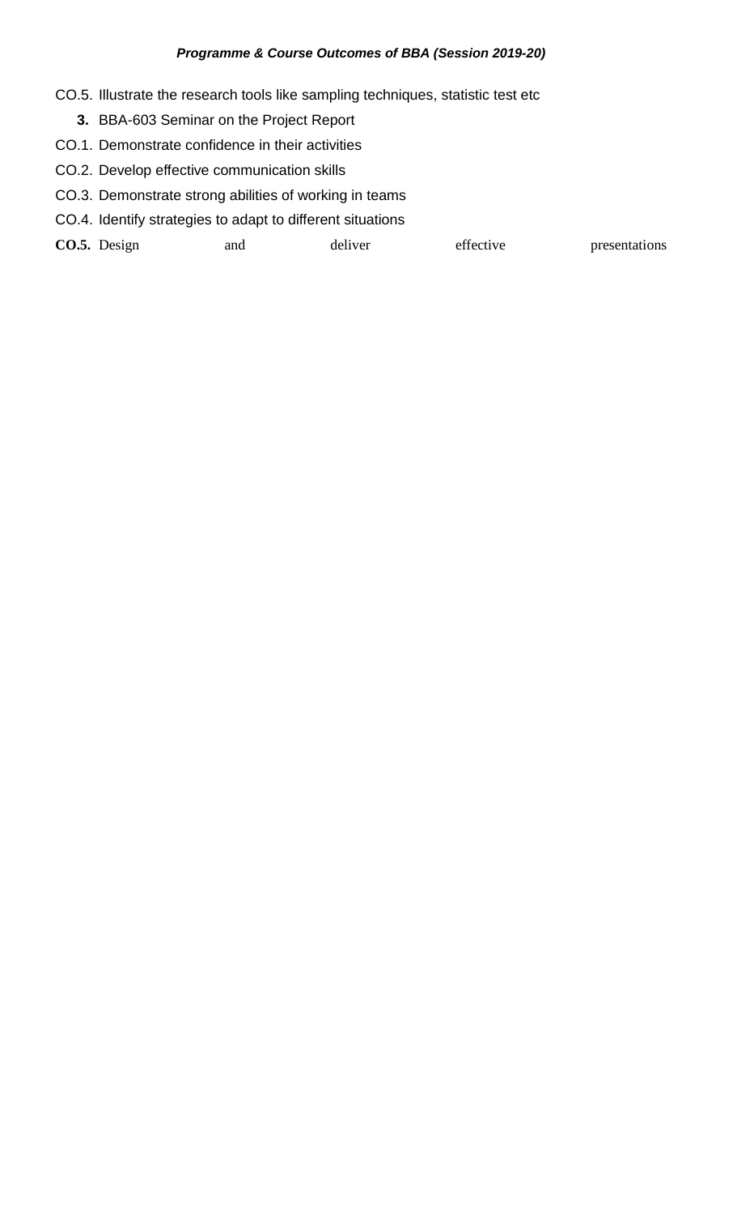CO.5. Illustrate the research tools like sampling techniques, statistic test etc

**3.** BBA-603 Seminar on the Project Report

CO.1. Demonstrate confidence in their activities

CO.2. Develop effective communication skills

CO.3. Demonstrate strong abilities of working in teams

CO.4. Identify strategies to adapt to different situations

**CO.5.** Design and deliver effective presentations